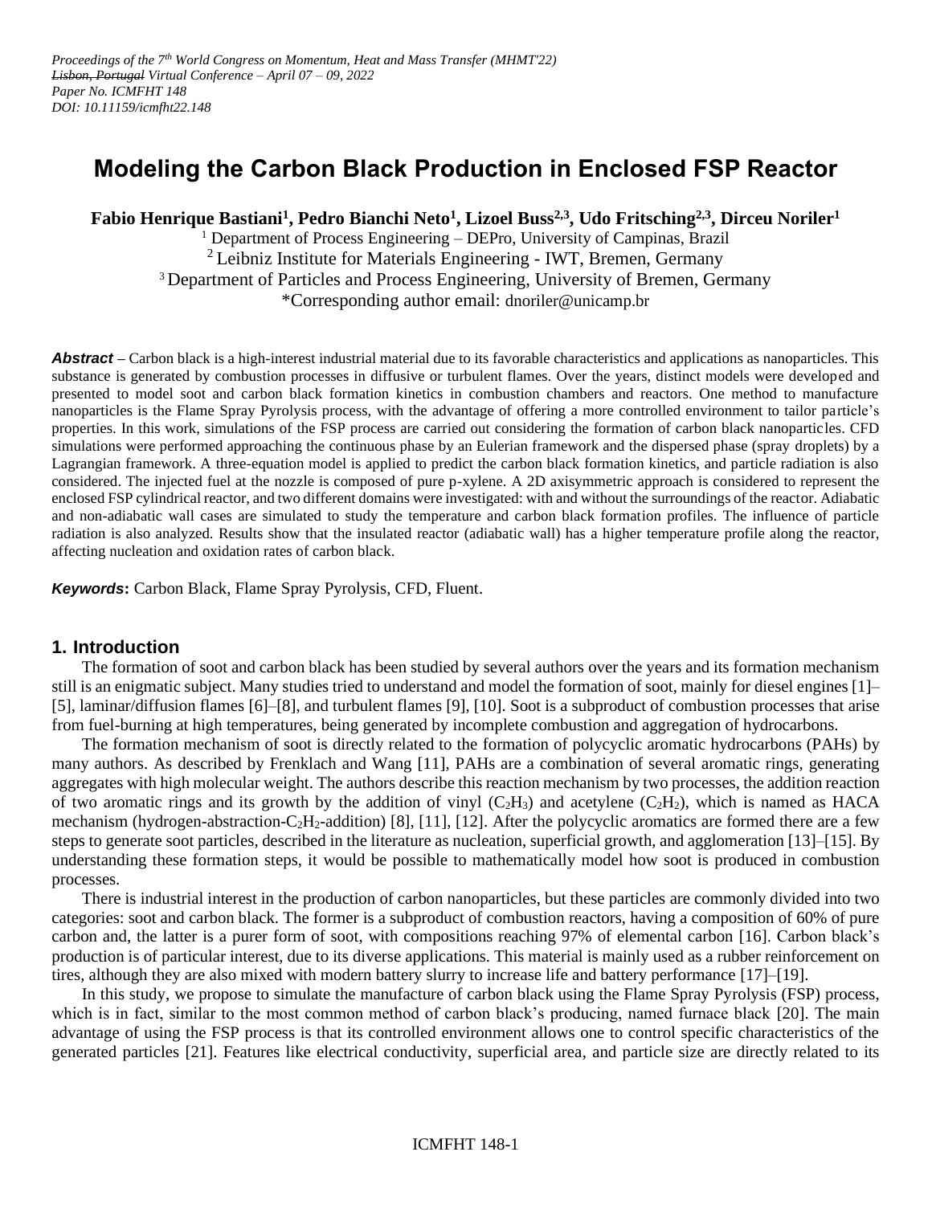*Proceedings of the 7th World Congress on Momentum, Heat and Mass Transfer (MHMT'22)*
*~~Lisbon, Portugal~~ Virtual Conference – April 07 – 09, 2022*
*Paper No. ICMFHT 148*
*DOI: 10.11159/icmfht22.148*

# Modeling the Carbon Black Production in Enclosed FSP Reactor

**Fabio Henrique Bastiani[1], Pedro Bianchi Neto[1], Lizoel Buss[2,3], Udo Fritsching[2,3], Dirceu Noriler[1]**

[1] Department of Process Engineering – DEPro, University of Campinas, Brazil
[2] Leibniz Institute for Materials Engineering - IWT, Bremen, Germany
[3] Department of Particles and Process Engineering, University of Bremen, Germany
*Corresponding author email: dnoriler@unicamp.br

***Abstract*** – Carbon black is a high-interest industrial material due to its favorable characteristics and applications as nanoparticles. This substance is generated by combustion processes in diffusive or turbulent flames. Over the years, distinct models were developed and presented to model soot and carbon black formation kinetics in combustion chambers and reactors. One method to manufacture nanoparticles is the Flame Spray Pyrolysis process, with the advantage of offering a more controlled environment to tailor particle's properties. In this work, simulations of the FSP process are carried out considering the formation of carbon black nanoparticles. CFD simulations were performed approaching the continuous phase by an Eulerian framework and the dispersed phase (spray droplets) by a Lagrangian framework. A three-equation model is applied to predict the carbon black formation kinetics, and particle radiation is also considered. The injected fuel at the nozzle is composed of pure p-xylene. A 2D axisymmetric approach is considered to represent the enclosed FSP cylindrical reactor, and two different domains were investigated: with and without the surroundings of the reactor. Adiabatic and non-adiabatic wall cases are simulated to study the temperature and carbon black formation profiles. The influence of particle radiation is also analyzed. Results show that the insulated reactor (adiabatic wall) has a higher temperature profile along the reactor, affecting nucleation and oxidation rates of carbon black.

***Keywords*****:** Carbon Black, Flame Spray Pyrolysis, CFD, Fluent.

## 1. Introduction

The formation of soot and carbon black has been studied by several authors over the years and its formation mechanism still is an enigmatic subject. Many studies tried to understand and model the formation of soot, mainly for diesel engines [1]–[5], laminar/diffusion flames [6]–[8], and turbulent flames [9], [10]. Soot is a subproduct of combustion processes that arise from fuel-burning at high temperatures, being generated by incomplete combustion and aggregation of hydrocarbons.

The formation mechanism of soot is directly related to the formation of polycyclic aromatic hydrocarbons (PAHs) by many authors. As described by Frenklach and Wang [11], PAHs are a combination of several aromatic rings, generating aggregates with high molecular weight. The authors describe this reaction mechanism by two processes, the addition reaction of two aromatic rings and its growth by the addition of vinyl ($C_2H_3$) and acetylene ($C_2H_2$), which is named as HACA mechanism (hydrogen-abstraction-$C_2H_2$-addition) [8], [11], [12]. After the polycyclic aromatics are formed there are a few steps to generate soot particles, described in the literature as nucleation, superficial growth, and agglomeration [13]–[15]. By understanding these formation steps, it would be possible to mathematically model how soot is produced in combustion processes.

There is industrial interest in the production of carbon nanoparticles, but these particles are commonly divided into two categories: soot and carbon black. The former is a subproduct of combustion reactors, having a composition of 60% of pure carbon and, the latter is a purer form of soot, with compositions reaching 97% of elemental carbon [16]. Carbon black's production is of particular interest, due to its diverse applications. This material is mainly used as a rubber reinforcement on tires, although they are also mixed with modern battery slurry to increase life and battery performance [17]–[19].

In this study, we propose to simulate the manufacture of carbon black using the Flame Spray Pyrolysis (FSP) process, which is in fact, similar to the most common method of carbon black's producing, named furnace black [20]. The main advantage of using the FSP process is that its controlled environment allows one to control specific characteristics of the generated particles [21]. Features like electrical conductivity, superficial area, and particle size are directly related to its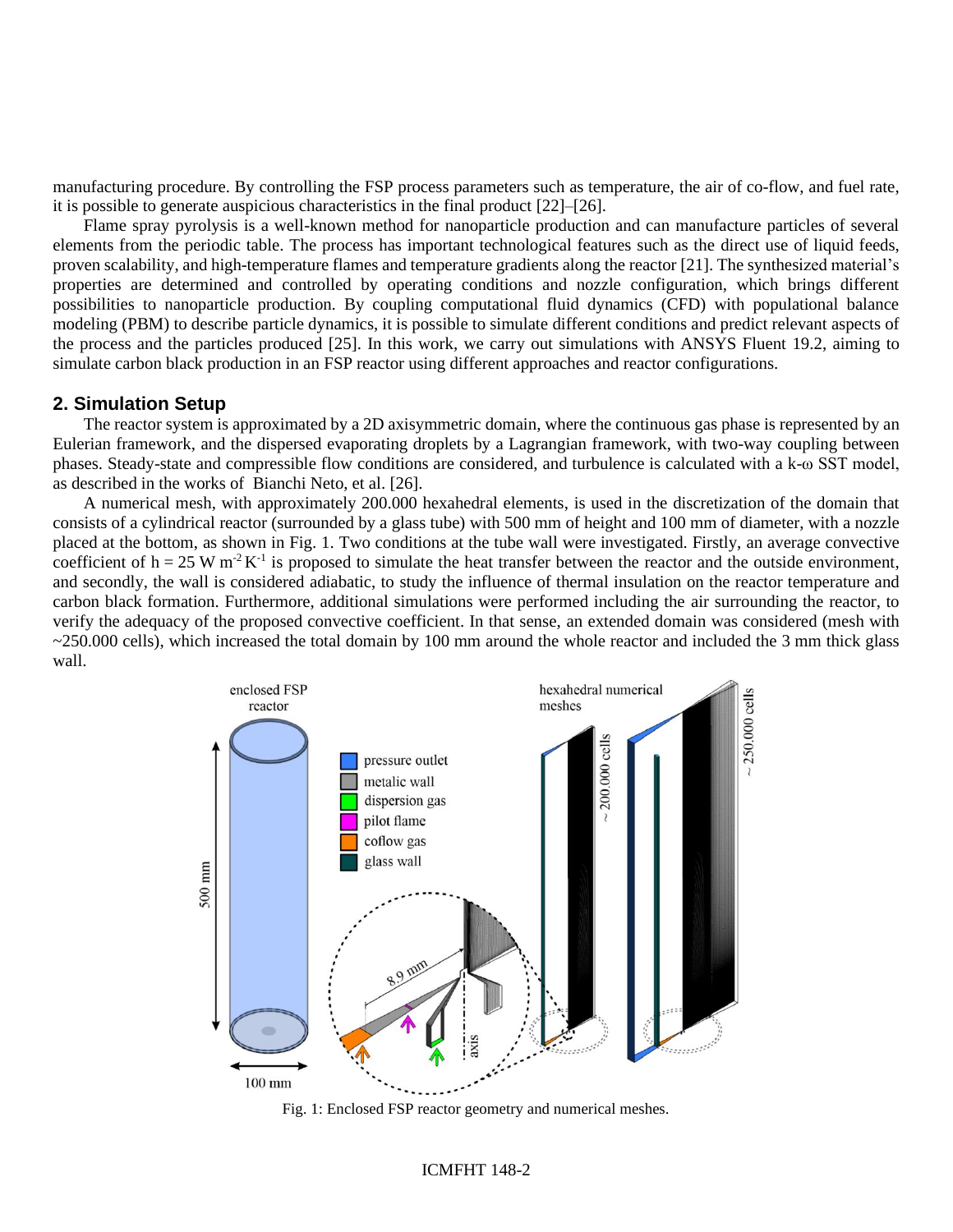manufacturing procedure. By controlling the FSP process parameters such as temperature, the air of co-flow, and fuel rate, it is possible to generate auspicious characteristics in the final product [22]–[26].

Flame spray pyrolysis is a well-known method for nanoparticle production and can manufacture particles of several elements from the periodic table. The process has important technological features such as the direct use of liquid feeds, proven scalability, and high-temperature flames and temperature gradients along the reactor [21]. The synthesized material's properties are determined and controlled by operating conditions and nozzle configuration, which brings different possibilities to nanoparticle production. By coupling computational fluid dynamics (CFD) with populational balance modeling (PBM) to describe particle dynamics, it is possible to simulate different conditions and predict relevant aspects of the process and the particles produced [25]. In this work, we carry out simulations with ANSYS Fluent 19.2, aiming to simulate carbon black production in an FSP reactor using different approaches and reactor configurations.

## 2. Simulation Setup

The reactor system is approximated by a 2D axisymmetric domain, where the continuous gas phase is represented by an Eulerian framework, and the dispersed evaporating droplets by a Lagrangian framework, with two-way coupling between phases. Steady-state and compressible flow conditions are considered, and turbulence is calculated with a k-ω SST model, as described in the works of Bianchi Neto, et al. [26].

A numerical mesh, with approximately 200.000 hexahedral elements, is used in the discretization of the domain that consists of a cylindrical reactor (surrounded by a glass tube) with 500 mm of height and 100 mm of diameter, with a nozzle placed at the bottom, as shown in Fig. 1. Two conditions at the tube wall were investigated. Firstly, an average convective coefficient of $h = 25\ \mathrm{W\ m^{-2}\ K^{-1}}$ is proposed to simulate the heat transfer between the reactor and the outside environment, and secondly, the wall is considered adiabatic, to study the influence of thermal insulation on the reactor temperature and carbon black formation. Furthermore, additional simulations were performed including the air surrounding the reactor, to verify the adequacy of the proposed convective coefficient. In that sense, an extended domain was considered (mesh with ~250.000 cells), which increased the total domain by 100 mm around the whole reactor and included the 3 mm thick glass wall.

Fig. 1: Enclosed FSP reactor geometry and numerical meshes.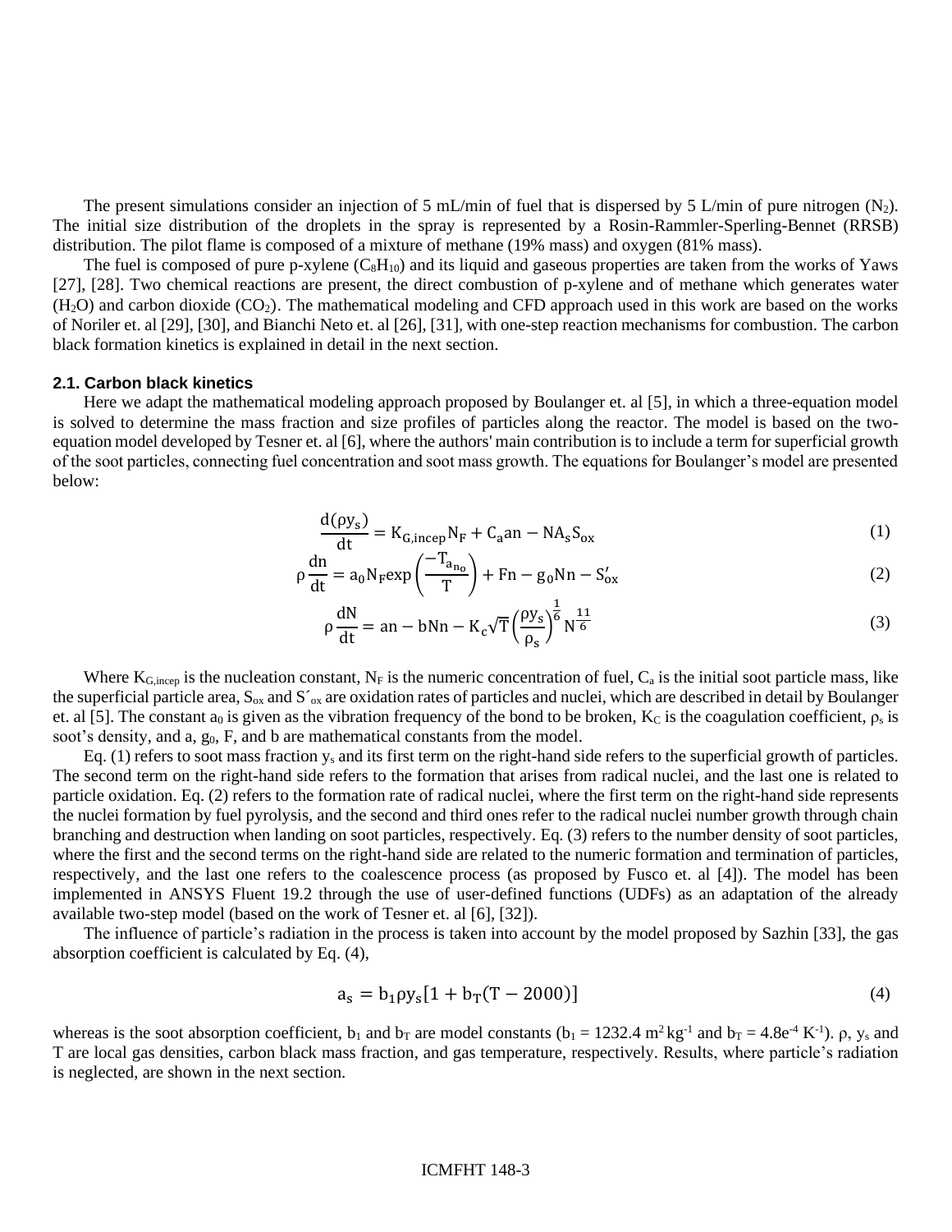The present simulations consider an injection of 5 mL/min of fuel that is dispersed by 5 L/min of pure nitrogen ($N_2$). The initial size distribution of the droplets in the spray is represented by a Rosin-Rammler-Sperling-Bennet (RRSB) distribution. The pilot flame is composed of a mixture of methane (19% mass) and oxygen (81% mass).

The fuel is composed of pure p-xylene ($C_8H_{10}$) and its liquid and gaseous properties are taken from the works of Yaws [27], [28]. Two chemical reactions are present, the direct combustion of p-xylene and of methane which generates water ($H_2O$) and carbon dioxide ($CO_2$). The mathematical modeling and CFD approach used in this work are based on the works of Noriler et. al [29], [30], and Bianchi Neto et. al [26], [31], with one-step reaction mechanisms for combustion. The carbon black formation kinetics is explained in detail in the next section.

### 2.1. Carbon black kinetics

Here we adapt the mathematical modeling approach proposed by Boulanger et. al [5], in which a three-equation model is solved to determine the mass fraction and size profiles of particles along the reactor. The model is based on the two-equation model developed by Tesner et. al [6], where the authors' main contribution is to include a term for superficial growth of the soot particles, connecting fuel concentration and soot mass growth. The equations for Boulanger's model are presented below:

$$\frac{d(\rho y_s)}{dt} = K_{G,incep} N_F + C_a a n - N A_s S_{ox} \tag{1}$$

$$\rho \frac{dn}{dt} = a_0 N_F \exp\left(\frac{-T_{a_{n_0}}}{T}\right) + F n - g_0 N n - S'_{ox} \tag{2}$$

$$\rho \frac{dN}{dt} = a n - b N n - K_c \sqrt{T} \left(\frac{\rho y_s}{\rho_s}\right)^{\frac{1}{6}} N^{\frac{11}{6}} \tag{3}$$

Where $K_{G,incep}$ is the nucleation constant, $N_F$ is the numeric concentration of fuel, $C_a$ is the initial soot particle mass, like the superficial particle area, $S_{ox}$ and $S'_{ox}$ are oxidation rates of particles and nuclei, which are described in detail by Boulanger et. al [5]. The constant $a_0$ is given as the vibration frequency of the bond to be broken, $K_C$ is the coagulation coefficient, $\rho_s$ is soot's density, and a, $g_0$, F, and b are mathematical constants from the model.

Eq. (1) refers to soot mass fraction $y_s$ and its first term on the right-hand side refers to the superficial growth of particles. The second term on the right-hand side refers to the formation that arises from radical nuclei, and the last one is related to particle oxidation. Eq. (2) refers to the formation rate of radical nuclei, where the first term on the right-hand side represents the nuclei formation by fuel pyrolysis, and the second and third ones refer to the radical nuclei number growth through chain branching and destruction when landing on soot particles, respectively. Eq. (3) refers to the number density of soot particles, where the first and the second terms on the right-hand side are related to the numeric formation and termination of particles, respectively, and the last one refers to the coalescence process (as proposed by Fusco et. al [4]). The model has been implemented in ANSYS Fluent 19.2 through the use of user-defined functions (UDFs) as an adaptation of the already available two-step model (based on the work of Tesner et. al [6], [32]).

The influence of particle's radiation in the process is taken into account by the model proposed by Sazhin [33], the gas absorption coefficient is calculated by Eq. (4),

$$a_s = b_1 \rho y_s [1 + b_T (T - 2000)] \tag{4}$$

whereas is the soot absorption coefficient, $b_1$ and $b_T$ are model constants ($b_1 = 1232.4$ m$^2$ kg$^{-1}$ and $b_T = 4.8e^{-4}$ K$^{-1}$). $\rho$, $y_s$ and T are local gas densities, carbon black mass fraction, and gas temperature, respectively. Results, where particle's radiation is neglected, are shown in the next section.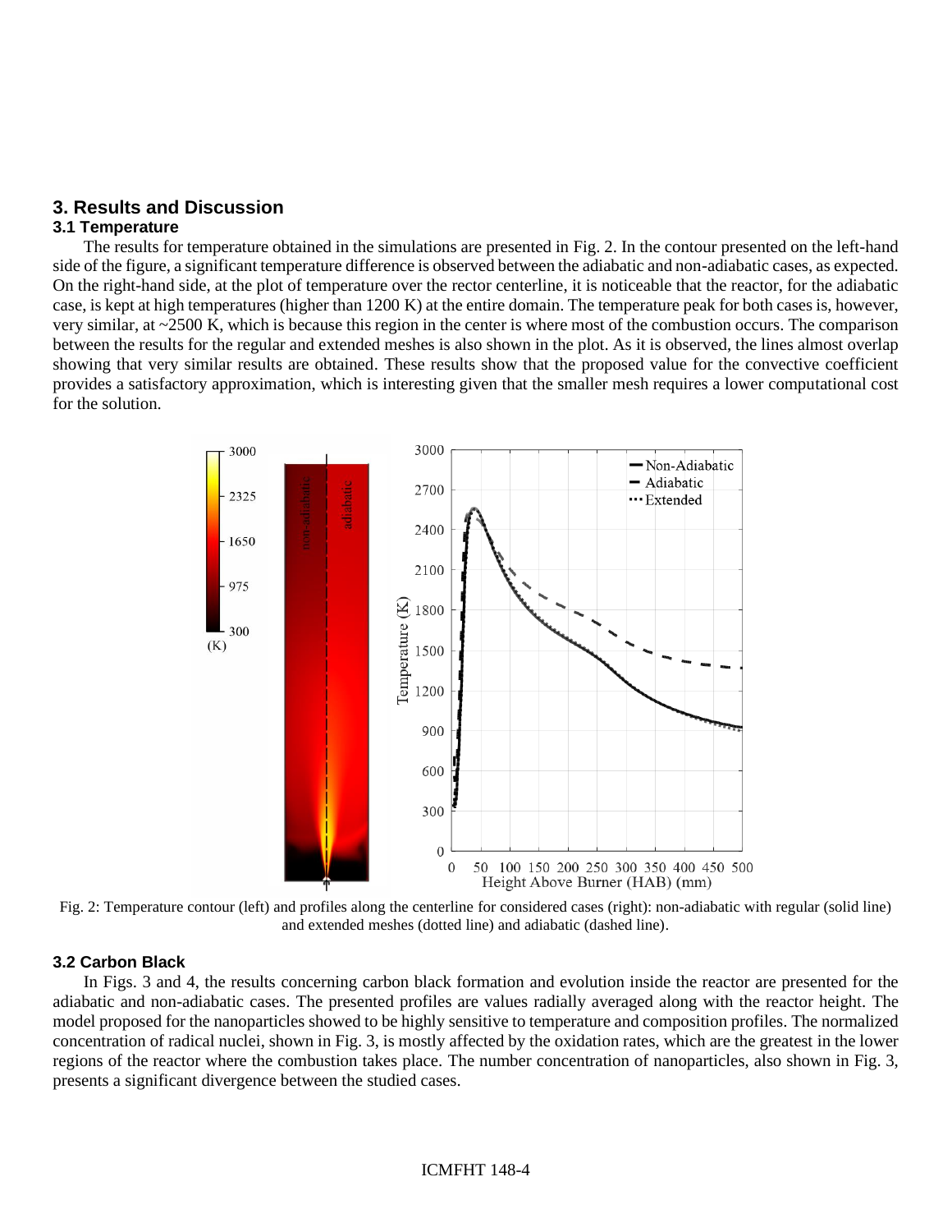## 3. Results and Discussion

### 3.1 Temperature

The results for temperature obtained in the simulations are presented in Fig. 2. In the contour presented on the left-hand side of the figure, a significant temperature difference is observed between the adiabatic and non-adiabatic cases, as expected. On the right-hand side, at the plot of temperature over the rector centerline, it is noticeable that the reactor, for the adiabatic case, is kept at high temperatures (higher than 1200 K) at the entire domain. The temperature peak for both cases is, however, very similar, at ~2500 K, which is because this region in the center is where most of the combustion occurs. The comparison between the results for the regular and extended meshes is also shown in the plot. As it is observed, the lines almost overlap showing that very similar results are obtained. These results show that the proposed value for the convective coefficient provides a satisfactory approximation, which is interesting given that the smaller mesh requires a lower computational cost for the solution.

Fig. 2: Temperature contour (left) and profiles along the centerline for considered cases (right): non-adiabatic with regular (solid line) and extended meshes (dotted line) and adiabatic (dashed line).

### 3.2 Carbon Black

In Figs. 3 and 4, the results concerning carbon black formation and evolution inside the reactor are presented for the adiabatic and non-adiabatic cases. The presented profiles are values radially averaged along with the reactor height. The model proposed for the nanoparticles showed to be highly sensitive to temperature and composition profiles. The normalized concentration of radical nuclei, shown in Fig. 3, is mostly affected by the oxidation rates, which are the greatest in the lower regions of the reactor where the combustion takes place. The number concentration of nanoparticles, also shown in Fig. 3, presents a significant divergence between the studied cases.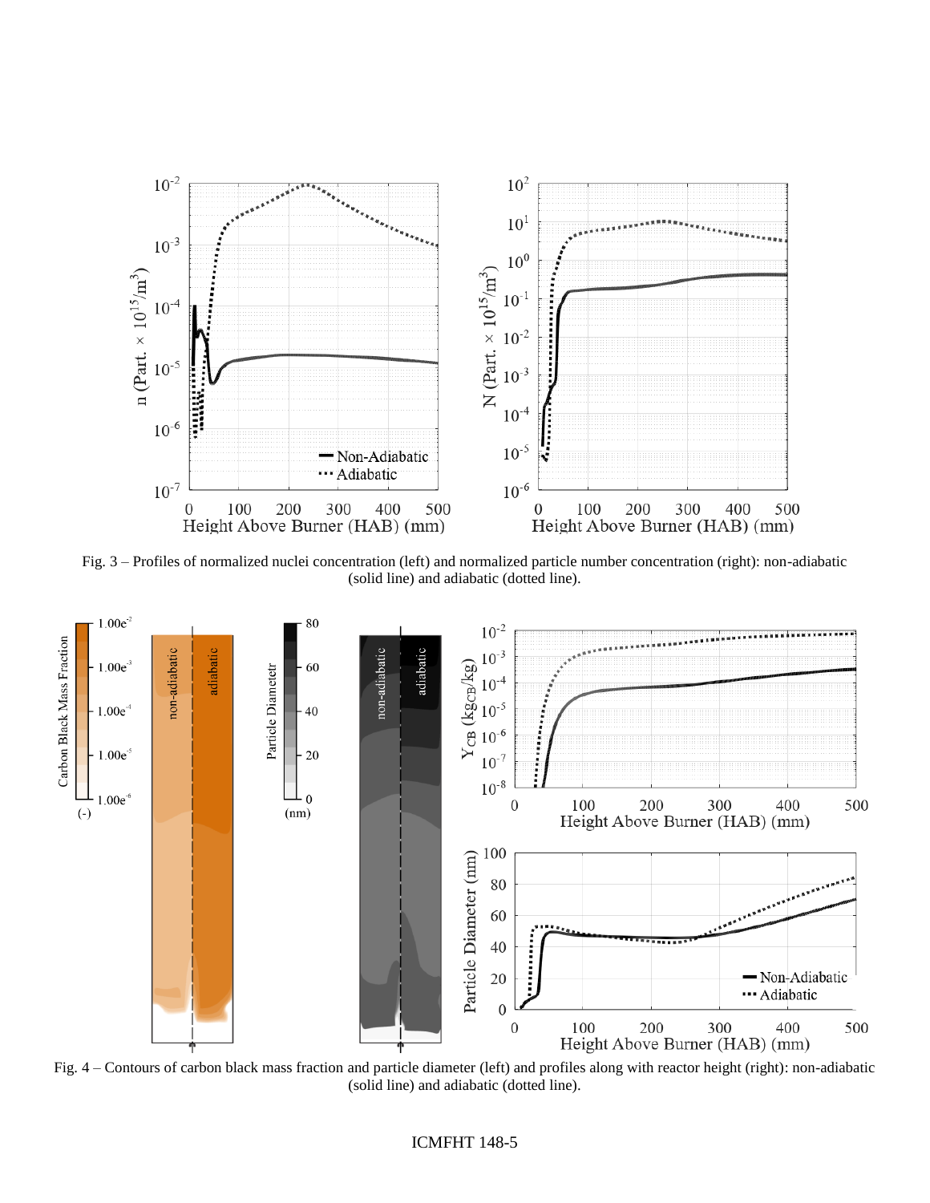Fig. 3 – Profiles of normalized nuclei concentration (left) and normalized particle number concentration (right): non-adiabatic (solid line) and adiabatic (dotted line).

Fig. 4 – Contours of carbon black mass fraction and particle diameter (left) and profiles along with reactor height (right): non-adiabatic (solid line) and adiabatic (dotted line).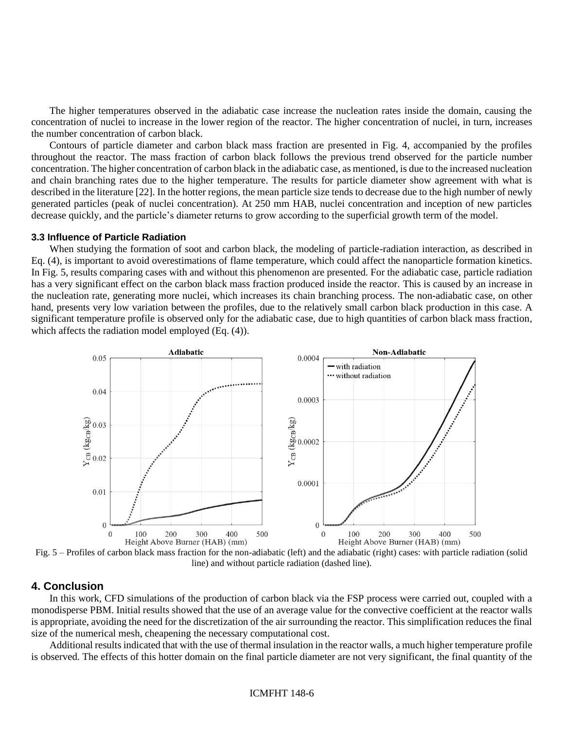The higher temperatures observed in the adiabatic case increase the nucleation rates inside the domain, causing the concentration of nuclei to increase in the lower region of the reactor. The higher concentration of nuclei, in turn, increases the number concentration of carbon black.

Contours of particle diameter and carbon black mass fraction are presented in Fig. 4, accompanied by the profiles throughout the reactor. The mass fraction of carbon black follows the previous trend observed for the particle number concentration. The higher concentration of carbon black in the adiabatic case, as mentioned, is due to the increased nucleation and chain branching rates due to the higher temperature. The results for particle diameter show agreement with what is described in the literature [22]. In the hotter regions, the mean particle size tends to decrease due to the high number of newly generated particles (peak of nuclei concentration). At 250 mm HAB, nuclei concentration and inception of new particles decrease quickly, and the particle's diameter returns to grow according to the superficial growth term of the model.

### 3.3 Influence of Particle Radiation

When studying the formation of soot and carbon black, the modeling of particle-radiation interaction, as described in Eq. (4), is important to avoid overestimations of flame temperature, which could affect the nanoparticle formation kinetics. In Fig. 5, results comparing cases with and without this phenomenon are presented. For the adiabatic case, particle radiation has a very significant effect on the carbon black mass fraction produced inside the reactor. This is caused by an increase in the nucleation rate, generating more nuclei, which increases its chain branching process. The non-adiabatic case, on other hand, presents very low variation between the profiles, due to the relatively small carbon black production in this case. A significant temperature profile is observed only for the adiabatic case, due to high quantities of carbon black mass fraction, which affects the radiation model employed (Eq. (4)).

Fig. 5 – Profiles of carbon black mass fraction for the non-adiabatic (left) and the adiabatic (right) cases: with particle radiation (solid line) and without particle radiation (dashed line).

## 4. Conclusion

In this work, CFD simulations of the production of carbon black via the FSP process were carried out, coupled with a monodisperse PBM. Initial results showed that the use of an average value for the convective coefficient at the reactor walls is appropriate, avoiding the need for the discretization of the air surrounding the reactor. This simplification reduces the final size of the numerical mesh, cheapening the necessary computational cost.

Additional results indicated that with the use of thermal insulation in the reactor walls, a much higher temperature profile is observed. The effects of this hotter domain on the final particle diameter are not very significant, the final quantity of the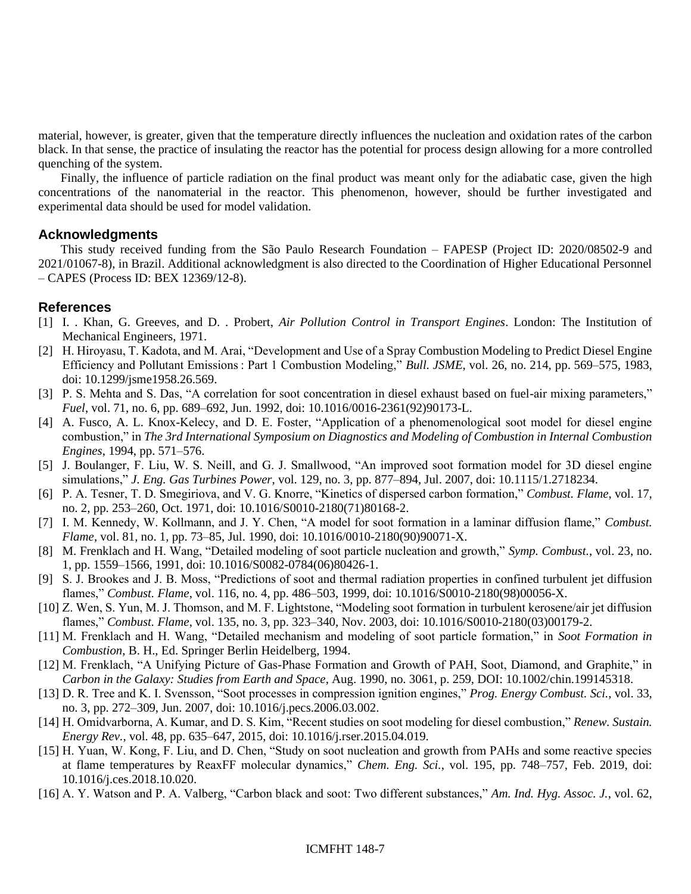material, however, is greater, given that the temperature directly influences the nucleation and oxidation rates of the carbon black. In that sense, the practice of insulating the reactor has the potential for process design allowing for a more controlled quenching of the system.

Finally, the influence of particle radiation on the final product was meant only for the adiabatic case, given the high concentrations of the nanomaterial in the reactor. This phenomenon, however, should be further investigated and experimental data should be used for model validation.

## Acknowledgments

This study received funding from the São Paulo Research Foundation – FAPESP (Project ID: 2020/08502-9 and 2021/01067-8), in Brazil. Additional acknowledgment is also directed to the Coordination of Higher Educational Personnel – CAPES (Process ID: BEX 12369/12-8).

## References

[1] I. . Khan, G. Greeves, and D. . Probert, *Air Pollution Control in Transport Engines*. London: The Institution of Mechanical Engineers, 1971.

[2] H. Hiroyasu, T. Kadota, and M. Arai, "Development and Use of a Spray Combustion Modeling to Predict Diesel Engine Efficiency and Pollutant Emissions : Part 1 Combustion Modeling," *Bull. JSME*, vol. 26, no. 214, pp. 569–575, 1983, doi: 10.1299/jsme1958.26.569.

[3] P. S. Mehta and S. Das, "A correlation for soot concentration in diesel exhaust based on fuel-air mixing parameters," *Fuel*, vol. 71, no. 6, pp. 689–692, Jun. 1992, doi: 10.1016/0016-2361(92)90173-L.

[4] A. Fusco, A. L. Knox-Kelecy, and D. E. Foster, "Application of a phenomenological soot model for diesel engine combustion," in *The 3rd International Symposium on Diagnostics and Modeling of Combustion in Internal Combustion Engines*, 1994, pp. 571–576.

[5] J. Boulanger, F. Liu, W. S. Neill, and G. J. Smallwood, "An improved soot formation model for 3D diesel engine simulations," *J. Eng. Gas Turbines Power*, vol. 129, no. 3, pp. 877–894, Jul. 2007, doi: 10.1115/1.2718234.

[6] P. A. Tesner, T. D. Smegiriova, and V. G. Knorre, "Kinetics of dispersed carbon formation," *Combust. Flame*, vol. 17, no. 2, pp. 253–260, Oct. 1971, doi: 10.1016/S0010-2180(71)80168-2.

[7] I. M. Kennedy, W. Kollmann, and J. Y. Chen, "A model for soot formation in a laminar diffusion flame," *Combust. Flame*, vol. 81, no. 1, pp. 73–85, Jul. 1990, doi: 10.1016/0010-2180(90)90071-X.

[8] M. Frenklach and H. Wang, "Detailed modeling of soot particle nucleation and growth," *Symp. Combust.*, vol. 23, no. 1, pp. 1559–1566, 1991, doi: 10.1016/S0082-0784(06)80426-1.

[9] S. J. Brookes and J. B. Moss, "Predictions of soot and thermal radiation properties in confined turbulent jet diffusion flames," *Combust. Flame*, vol. 116, no. 4, pp. 486–503, 1999, doi: 10.1016/S0010-2180(98)00056-X.

[10] Z. Wen, S. Yun, M. J. Thomson, and M. F. Lightstone, "Modeling soot formation in turbulent kerosene/air jet diffusion flames," *Combust. Flame*, vol. 135, no. 3, pp. 323–340, Nov. 2003, doi: 10.1016/S0010-2180(03)00179-2.

[11] M. Frenklach and H. Wang, "Detailed mechanism and modeling of soot particle formation," in *Soot Formation in Combustion*, B. H., Ed. Springer Berlin Heidelberg, 1994.

[12] M. Frenklach, "A Unifying Picture of Gas-Phase Formation and Growth of PAH, Soot, Diamond, and Graphite," in *Carbon in the Galaxy: Studies from Earth and Space*, Aug. 1990, no. 3061, p. 259, DOI: 10.1002/chin.199145318.

[13] D. R. Tree and K. I. Svensson, "Soot processes in compression ignition engines," *Prog. Energy Combust. Sci.*, vol. 33, no. 3, pp. 272–309, Jun. 2007, doi: 10.1016/j.pecs.2006.03.002.

[14] H. Omidvarborna, A. Kumar, and D. S. Kim, "Recent studies on soot modeling for diesel combustion," *Renew. Sustain. Energy Rev.*, vol. 48, pp. 635–647, 2015, doi: 10.1016/j.rser.2015.04.019.

[15] H. Yuan, W. Kong, F. Liu, and D. Chen, "Study on soot nucleation and growth from PAHs and some reactive species at flame temperatures by ReaxFF molecular dynamics," *Chem. Eng. Sci.*, vol. 195, pp. 748–757, Feb. 2019, doi: 10.1016/j.ces.2018.10.020.

[16] A. Y. Watson and P. A. Valberg, "Carbon black and soot: Two different substances," *Am. Ind. Hyg. Assoc. J.*, vol. 62,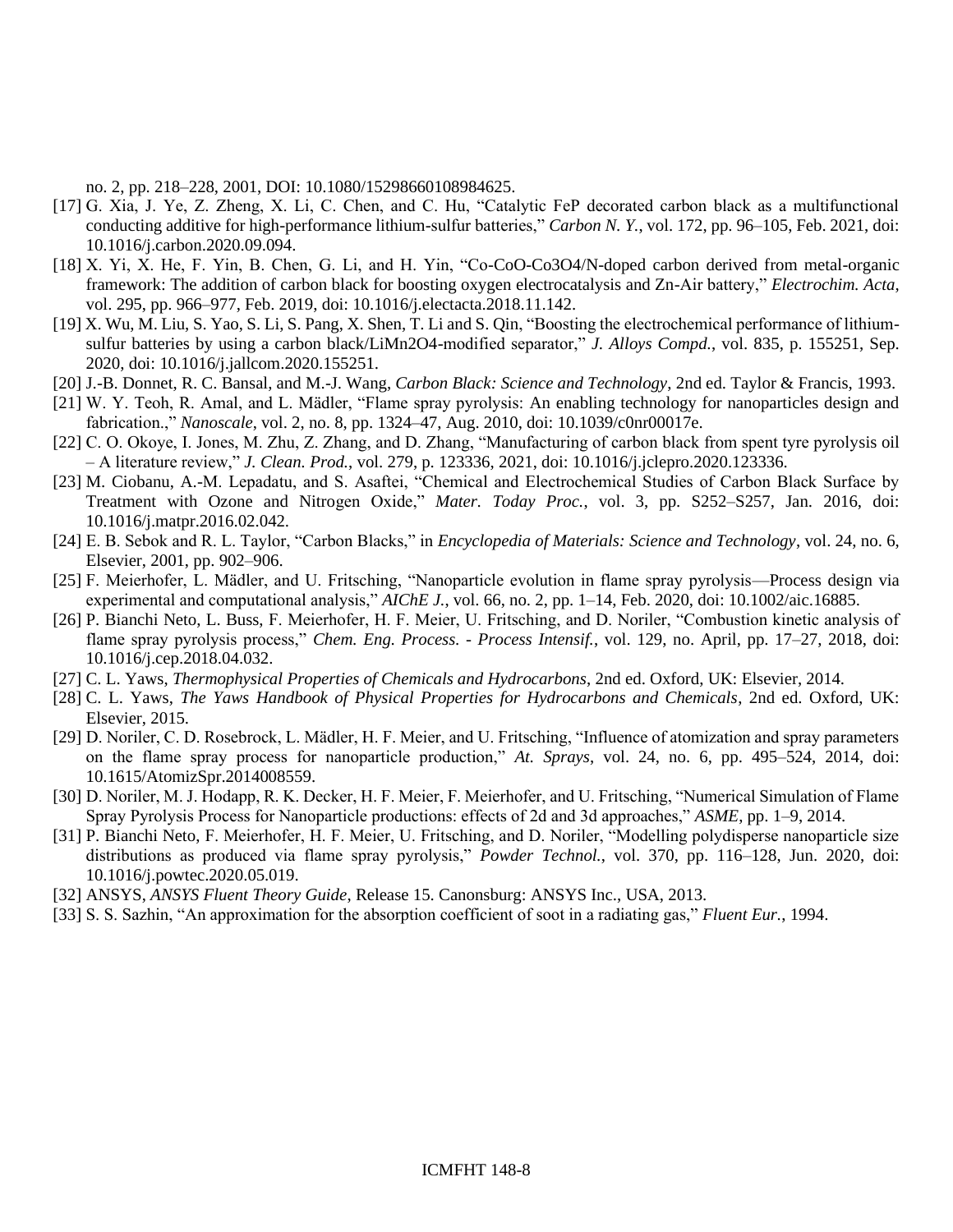no. 2, pp. 218–228, 2001, DOI: 10.1080/15298660108984625.

[17] G. Xia, J. Ye, Z. Zheng, X. Li, C. Chen, and C. Hu, "Catalytic FeP decorated carbon black as a multifunctional conducting additive for high-performance lithium-sulfur batteries," *Carbon N. Y.*, vol. 172, pp. 96–105, Feb. 2021, doi: 10.1016/j.carbon.2020.09.094.

[18] X. Yi, X. He, F. Yin, B. Chen, G. Li, and H. Yin, "Co-CoO-Co3O4/N-doped carbon derived from metal-organic framework: The addition of carbon black for boosting oxygen electrocatalysis and Zn-Air battery," *Electrochim. Acta*, vol. 295, pp. 966–977, Feb. 2019, doi: 10.1016/j.electacta.2018.11.142.

[19] X. Wu, M. Liu, S. Yao, S. Li, S. Pang, X. Shen, T. Li and S. Qin, "Boosting the electrochemical performance of lithium-sulfur batteries by using a carbon black/LiMn2O4-modified separator," *J. Alloys Compd.*, vol. 835, p. 155251, Sep. 2020, doi: 10.1016/j.jallcom.2020.155251.

[20] J.-B. Donnet, R. C. Bansal, and M.-J. Wang, *Carbon Black: Science and Technology*, 2nd ed. Taylor & Francis, 1993.

[21] W. Y. Teoh, R. Amal, and L. Mädler, "Flame spray pyrolysis: An enabling technology for nanoparticles design and fabrication.," *Nanoscale*, vol. 2, no. 8, pp. 1324–47, Aug. 2010, doi: 10.1039/c0nr00017e.

[22] C. O. Okoye, I. Jones, M. Zhu, Z. Zhang, and D. Zhang, "Manufacturing of carbon black from spent tyre pyrolysis oil – A literature review," *J. Clean. Prod.*, vol. 279, p. 123336, 2021, doi: 10.1016/j.jclepro.2020.123336.

[23] M. Ciobanu, A.-M. Lepadatu, and S. Asaftei, "Chemical and Electrochemical Studies of Carbon Black Surface by Treatment with Ozone and Nitrogen Oxide," *Mater. Today Proc.*, vol. 3, pp. S252–S257, Jan. 2016, doi: 10.1016/j.matpr.2016.02.042.

[24] E. B. Sebok and R. L. Taylor, "Carbon Blacks," in *Encyclopedia of Materials: Science and Technology*, vol. 24, no. 6, Elsevier, 2001, pp. 902–906.

[25] F. Meierhofer, L. Mädler, and U. Fritsching, "Nanoparticle evolution in flame spray pyrolysis—Process design via experimental and computational analysis," *AIChE J.*, vol. 66, no. 2, pp. 1–14, Feb. 2020, doi: 10.1002/aic.16885.

[26] P. Bianchi Neto, L. Buss, F. Meierhofer, H. F. Meier, U. Fritsching, and D. Noriler, "Combustion kinetic analysis of flame spray pyrolysis process," *Chem. Eng. Process. - Process Intensif.*, vol. 129, no. April, pp. 17–27, 2018, doi: 10.1016/j.cep.2018.04.032.

[27] C. L. Yaws, *Thermophysical Properties of Chemicals and Hydrocarbons*, 2nd ed. Oxford, UK: Elsevier, 2014.

[28] C. L. Yaws, *The Yaws Handbook of Physical Properties for Hydrocarbons and Chemicals*, 2nd ed. Oxford, UK: Elsevier, 2015.

[29] D. Noriler, C. D. Rosebrock, L. Mädler, H. F. Meier, and U. Fritsching, "Influence of atomization and spray parameters on the flame spray process for nanoparticle production," *At. Sprays*, vol. 24, no. 6, pp. 495–524, 2014, doi: 10.1615/AtomizSpr.2014008559.

[30] D. Noriler, M. J. Hodapp, R. K. Decker, H. F. Meier, F. Meierhofer, and U. Fritsching, "Numerical Simulation of Flame Spray Pyrolysis Process for Nanoparticle productions: effects of 2d and 3d approaches," *ASME*, pp. 1–9, 2014.

[31] P. Bianchi Neto, F. Meierhofer, H. F. Meier, U. Fritsching, and D. Noriler, "Modelling polydisperse nanoparticle size distributions as produced via flame spray pyrolysis," *Powder Technol.*, vol. 370, pp. 116–128, Jun. 2020, doi: 10.1016/j.powtec.2020.05.019.

[32] ANSYS, *ANSYS Fluent Theory Guide*, Release 15. Canonsburg: ANSYS Inc., USA, 2013.

[33] S. S. Sazhin, "An approximation for the absorption coefficient of soot in a radiating gas," *Fluent Eur.*, 1994.